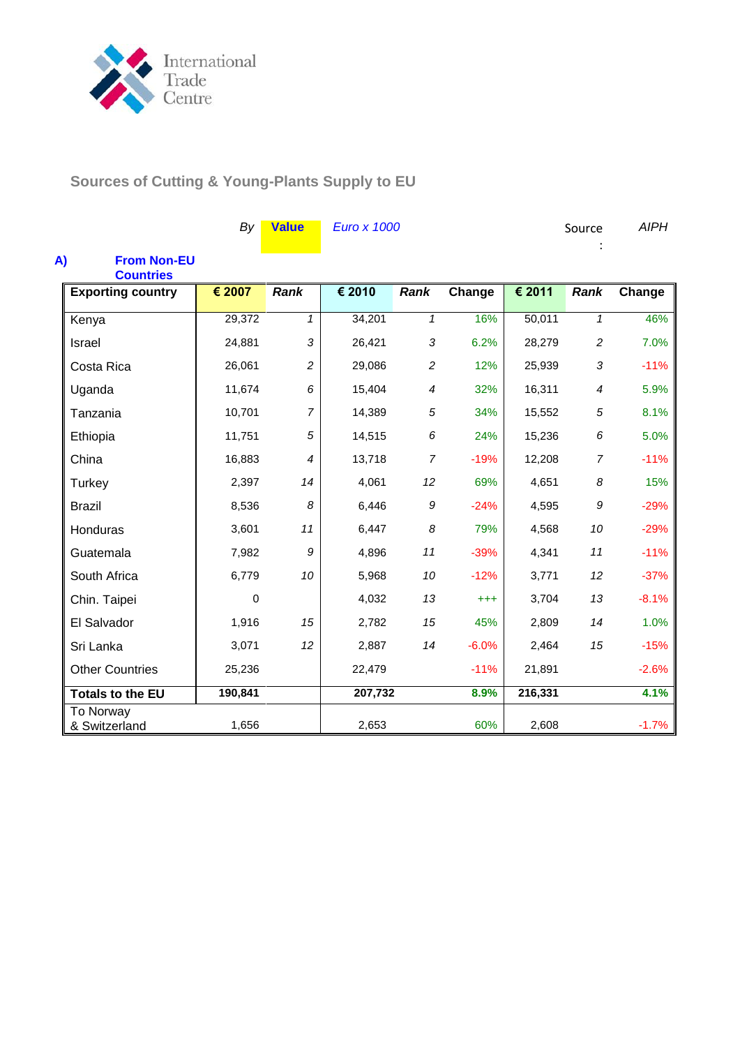International Trade Centre

## Sources of Cutting & Young-Plants Supply to EU

*By* **Value** *Euro x 1000* Source : *AIPH*

**A) From Non-EU Countries**

| Exporting country | € 2007 | Rank | € 2010 | Rank | Change | € 2011 | Rank | Change |
|---|---|---|---|---|---|---|---|---|
| Kenya | 29,372 | *1* | 34,201 | *1* | 16% | 50,011 | *1* | 46% |
| Israel | 24,881 | *3* | 26,421 | *3* | 6.2% | 28,279 | *2* | 7.0% |
| Costa Rica | 26,061 | *2* | 29,086 | *2* | 12% | 25,939 | *3* | -11% |
| Uganda | 11,674 | *6* | 15,404 | *4* | 32% | 16,311 | *4* | 5.9% |
| Tanzania | 10,701 | *7* | 14,389 | *5* | 34% | 15,552 | *5* | 8.1% |
| Ethiopia | 11,751 | *5* | 14,515 | *6* | 24% | 15,236 | *6* | 5.0% |
| China | 16,883 | *4* | 13,718 | *7* | -19% | 12,208 | *7* | -11% |
| Turkey | 2,397 | *14* | 4,061 | *12* | 69% | 4,651 | *8* | 15% |
| Brazil | 8,536 | *8* | 6,446 | *9* | -24% | 4,595 | *9* | -29% |
| Honduras | 3,601 | *11* | 6,447 | *8* | 79% | 4,568 | *10* | -29% |
| Guatemala | 7,982 | *9* | 4,896 | *11* | -39% | 4,341 | *11* | -11% |
| South Africa | 6,779 | *10* | 5,968 | *10* | -12% | 3,771 | *12* | -37% |
| Chin. Taipei | 0 | | 4,032 | *13* | +++ | 3,704 | *13* | -8.1% |
| El Salvador | 1,916 | *15* | 2,782 | *15* | 45% | 2,809 | *14* | 1.0% |
| Sri Lanka | 3,071 | *12* | 2,887 | *14* | -6.0% | 2,464 | *15* | -15% |
| Other Countries | 25,236 | | 22,479 | | -11% | 21,891 | | -2.6% |
| **Totals to the EU** | **190,841** | | **207,732** | | **8.9%** | **216,331** | | **4.1%** |
| To Norway & Switzerland | 1,656 | | 2,653 | | 60% | 2,608 | | -1.7% |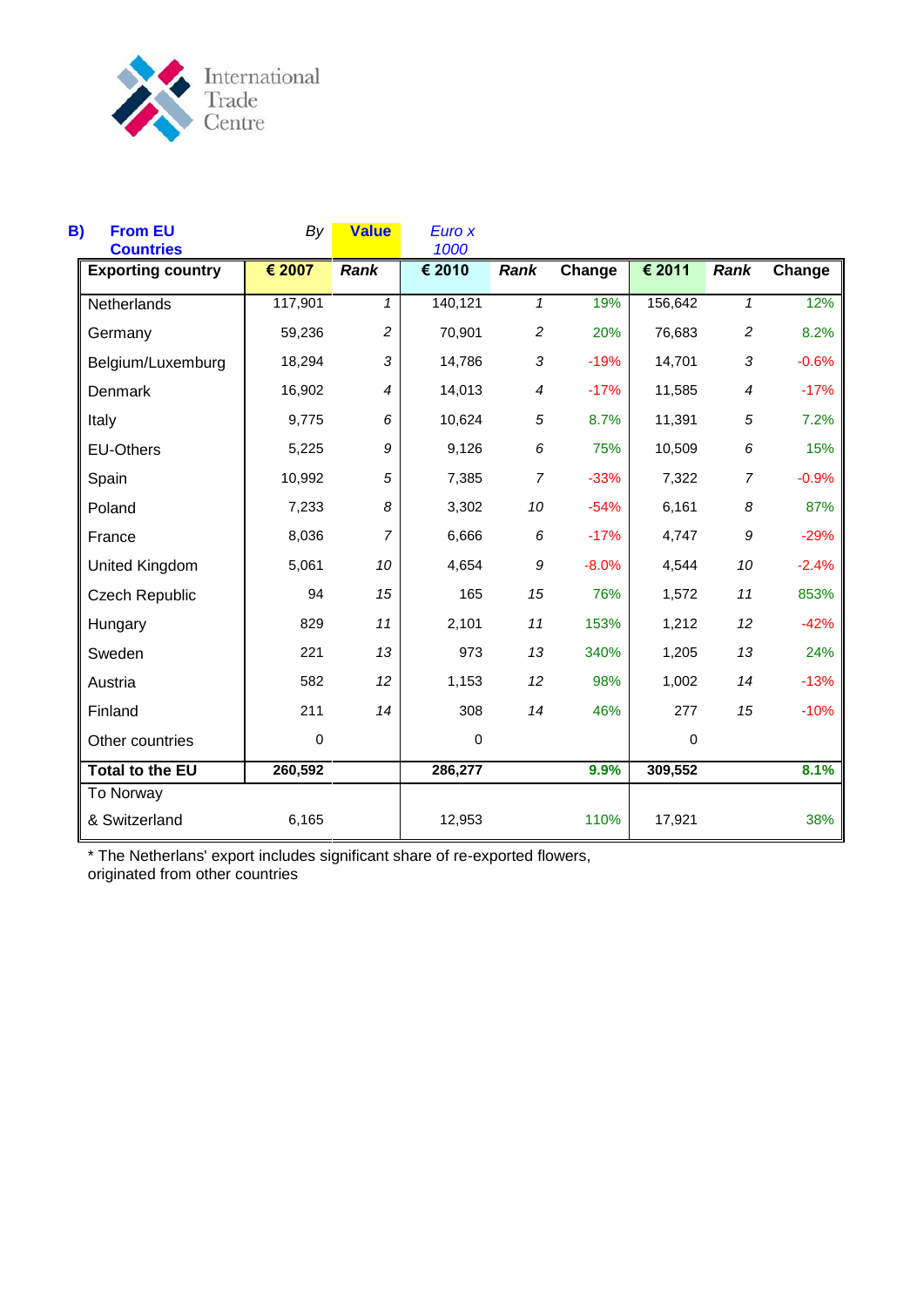International Trade Centre

**B) From EU Countries** *By* **Value** *Euro x 1000*

| Exporting country | € 2007 | Rank | € 2010 | Rank | Change | € 2011 | Rank | Change |
|---|---|---|---|---|---|---|---|---|
| Netherlands | 117,901 | 1 | 140,121 | 1 | 19% | 156,642 | 1 | 12% |
| Germany | 59,236 | 2 | 70,901 | 2 | 20% | 76,683 | 2 | 8.2% |
| Belgium/Luxemburg | 18,294 | 3 | 14,786 | 3 | -19% | 14,701 | 3 | -0.6% |
| Denmark | 16,902 | 4 | 14,013 | 4 | -17% | 11,585 | 4 | -17% |
| Italy | 9,775 | 6 | 10,624 | 5 | 8.7% | 11,391 | 5 | 7.2% |
| EU-Others | 5,225 | 9 | 9,126 | 6 | 75% | 10,509 | 6 | 15% |
| Spain | 10,992 | 5 | 7,385 | 7 | -33% | 7,322 | 7 | -0.9% |
| Poland | 7,233 | 8 | 3,302 | 10 | -54% | 6,161 | 8 | 87% |
| France | 8,036 | 7 | 6,666 | 6 | -17% | 4,747 | 9 | -29% |
| United Kingdom | 5,061 | 10 | 4,654 | 9 | -8.0% | 4,544 | 10 | -2.4% |
| Czech Republic | 94 | 15 | 165 | 15 | 76% | 1,572 | 11 | 853% |
| Hungary | 829 | 11 | 2,101 | 11 | 153% | 1,212 | 12 | -42% |
| Sweden | 221 | 13 | 973 | 13 | 340% | 1,205 | 13 | 24% |
| Austria | 582 | 12 | 1,153 | 12 | 98% | 1,002 | 14 | -13% |
| Finland | 211 | 14 | 308 | 14 | 46% | 277 | 15 | -10% |
| Other countries | 0 | | 0 | | | 0 | | |
| **Total to the EU** | **260,592** | | **286,277** | | **9.9%** | **309,552** | | **8.1%** |
| To Norway & Switzerland | 6,165 | | 12,953 | | 110% | 17,921 | | 38% |

* The Netherlans' export includes significant share of re-exported flowers, originated from other countries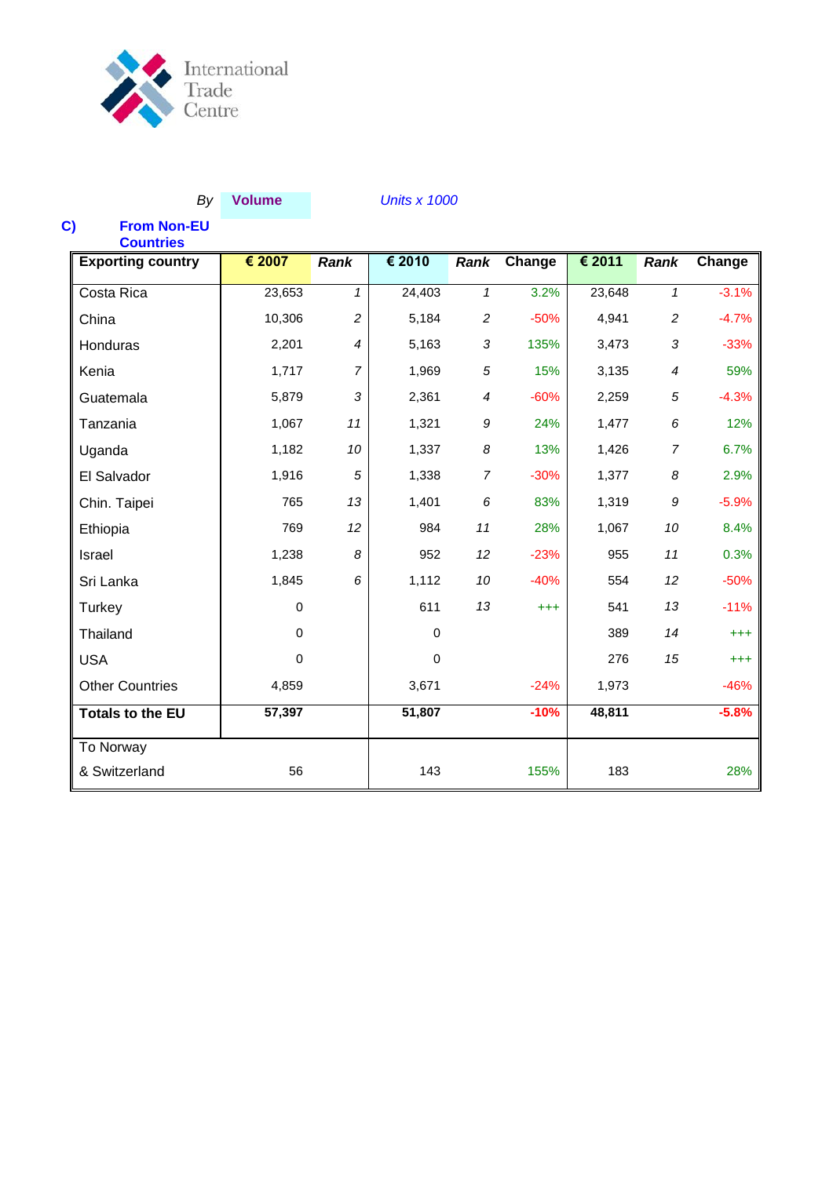International Trade Centre

*By* **Volume** *Units x 1000*

**C)** **From Non-EU Countries**

| Exporting country | € 2007 | Rank | € 2010 | Rank | Change | € 2011 | Rank | Change |
|---|---|---|---|---|---|---|---|---|
| Costa Rica | 23,653 | 1 | 24,403 | 1 | 3.2% | 23,648 | 1 | -3.1% |
| China | 10,306 | 2 | 5,184 | 2 | -50% | 4,941 | 2 | -4.7% |
| Honduras | 2,201 | 4 | 5,163 | 3 | 135% | 3,473 | 3 | -33% |
| Kenia | 1,717 | 7 | 1,969 | 5 | 15% | 3,135 | 4 | 59% |
| Guatemala | 5,879 | 3 | 2,361 | 4 | -60% | 2,259 | 5 | -4.3% |
| Tanzania | 1,067 | 11 | 1,321 | 9 | 24% | 1,477 | 6 | 12% |
| Uganda | 1,182 | 10 | 1,337 | 8 | 13% | 1,426 | 7 | 6.7% |
| El Salvador | 1,916 | 5 | 1,338 | 7 | -30% | 1,377 | 8 | 2.9% |
| Chin. Taipei | 765 | 13 | 1,401 | 6 | 83% | 1,319 | 9 | -5.9% |
| Ethiopia | 769 | 12 | 984 | 11 | 28% | 1,067 | 10 | 8.4% |
| Israel | 1,238 | 8 | 952 | 12 | -23% | 955 | 11 | 0.3% |
| Sri Lanka | 1,845 | 6 | 1,112 | 10 | -40% | 554 | 12 | -50% |
| Turkey | 0 | | 611 | 13 | +++ | 541 | 13 | -11% |
| Thailand | 0 | | 0 | | | 389 | 14 | +++ |
| USA | 0 | | 0 | | | 276 | 15 | +++ |
| Other Countries | 4,859 | | 3,671 | | -24% | 1,973 | | -46% |
| **Totals to the EU** | **57,397** | | **51,807** | | **-10%** | **48,811** | | **-5.8%** |
| To Norway & Switzerland | 56 | | 143 | | 155% | 183 | | 28% |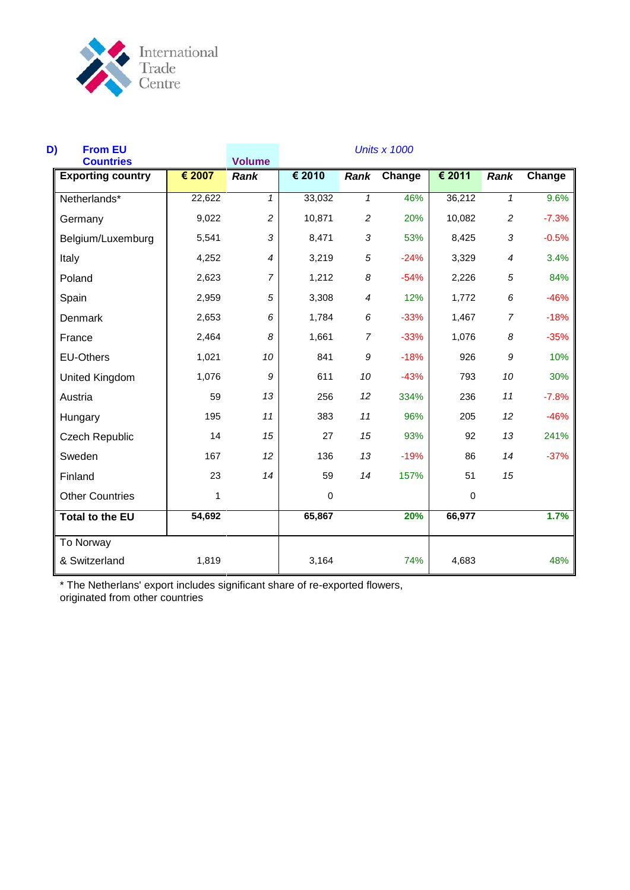International Trade Centre

**D) From EU Countries** — Volume — *Units x 1000*

| Exporting country | € 2007 | Rank | € 2010 | Rank | Change | € 2011 | Rank | Change |
|---|---|---|---|---|---|---|---|---|
| Netherlands* | 22,622 | 1 | 33,032 | 1 | 46% | 36,212 | 1 | 9.6% |
| Germany | 9,022 | 2 | 10,871 | 2 | 20% | 10,082 | 2 | -7.3% |
| Belgium/Luxemburg | 5,541 | 3 | 8,471 | 3 | 53% | 8,425 | 3 | -0.5% |
| Italy | 4,252 | 4 | 3,219 | 5 | -24% | 3,329 | 4 | 3.4% |
| Poland | 2,623 | 7 | 1,212 | 8 | -54% | 2,226 | 5 | 84% |
| Spain | 2,959 | 5 | 3,308 | 4 | 12% | 1,772 | 6 | -46% |
| Denmark | 2,653 | 6 | 1,784 | 6 | -33% | 1,467 | 7 | -18% |
| France | 2,464 | 8 | 1,661 | 7 | -33% | 1,076 | 8 | -35% |
| EU-Others | 1,021 | 10 | 841 | 9 | -18% | 926 | 9 | 10% |
| United Kingdom | 1,076 | 9 | 611 | 10 | -43% | 793 | 10 | 30% |
| Austria | 59 | 13 | 256 | 12 | 334% | 236 | 11 | -7.8% |
| Hungary | 195 | 11 | 383 | 11 | 96% | 205 | 12 | -46% |
| Czech Republic | 14 | 15 | 27 | 15 | 93% | 92 | 13 | 241% |
| Sweden | 167 | 12 | 136 | 13 | -19% | 86 | 14 | -37% |
| Finland | 23 | 14 | 59 | 14 | 157% | 51 | 15 | |
| Other Countries | 1 | | 0 | | | 0 | | |
| **Total to the EU** | **54,692** | | **65,867** | | **20%** | **66,977** | | **1.7%** |
| To Norway & Switzerland | 1,819 | | 3,164 | | 74% | 4,683 | | 48% |

* The Netherlans' export includes significant share of re-exported flowers, originated from other countries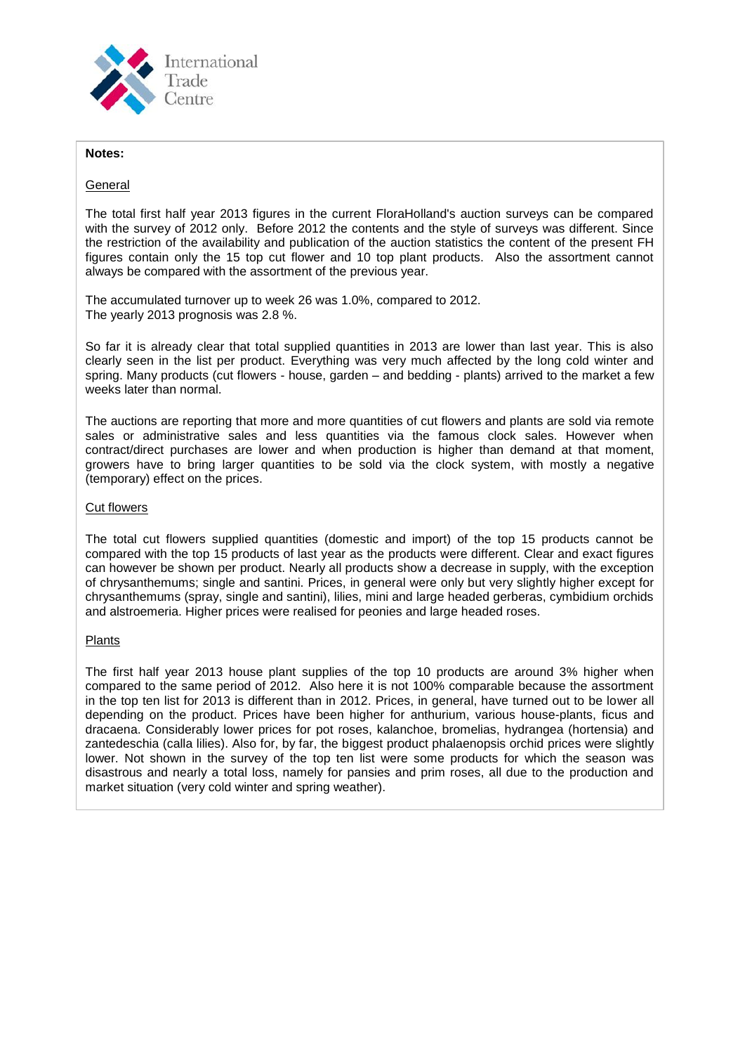**Notes:**

General

The total first half year 2013 figures in the current FloraHolland's auction surveys can be compared with the survey of 2012 only. Before 2012 the contents and the style of surveys was different. Since the restriction of the availability and publication of the auction statistics the content of the present FH figures contain only the 15 top cut flower and 10 top plant products. Also the assortment cannot always be compared with the assortment of the previous year.

The accumulated turnover up to week 26 was 1.0%, compared to 2012.
The yearly 2013 prognosis was 2.8 %.

So far it is already clear that total supplied quantities in 2013 are lower than last year. This is also clearly seen in the list per product. Everything was very much affected by the long cold winter and spring. Many products (cut flowers - house, garden – and bedding - plants) arrived to the market a few weeks later than normal.

The auctions are reporting that more and more quantities of cut flowers and plants are sold via remote sales or administrative sales and less quantities via the famous clock sales. However when contract/direct purchases are lower and when production is higher than demand at that moment, growers have to bring larger quantities to be sold via the clock system, with mostly a negative (temporary) effect on the prices.

Cut flowers

The total cut flowers supplied quantities (domestic and import) of the top 15 products cannot be compared with the top 15 products of last year as the products were different. Clear and exact figures can however be shown per product. Nearly all products show a decrease in supply, with the exception of chrysanthemums; single and santini. Prices, in general were only but very slightly higher except for chrysanthemums (spray, single and santini), lilies, mini and large headed gerberas, cymbidium orchids and alstroemeria. Higher prices were realised for peonies and large headed roses.

Plants

The first half year 2013 house plant supplies of the top 10 products are around 3% higher when compared to the same period of 2012. Also here it is not 100% comparable because the assortment in the top ten list for 2013 is different than in 2012. Prices, in general, have turned out to be lower all depending on the product. Prices have been higher for anthurium, various house-plants, ficus and dracaena. Considerably lower prices for pot roses, kalanchoe, bromelias, hydrangea (hortensia) and zantedeschia (calla lilies). Also for, by far, the biggest product phalaenopsis orchid prices were slightly lower. Not shown in the survey of the top ten list were some products for which the season was disastrous and nearly a total loss, namely for pansies and prim roses, all due to the production and market situation (very cold winter and spring weather).